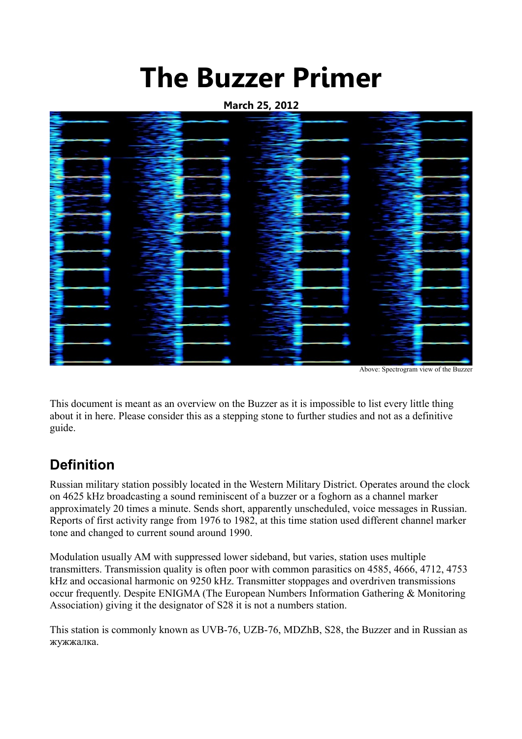# The Buzzer Primer

**March 25, 2012**

Above: Spectrogram view of the Buzzer

This document is meant as an overview on the Buzzer as it is impossible to list every little thing about it in here. Please consider this as a stepping stone to further studies and not as a definitive guide.

## Definition

Russian military station possibly located in the Western Military District. Operates around the clock on 4625 kHz broadcasting a sound reminiscent of a buzzer or a foghorn as a channel marker approximately 20 times a minute. Sends short, apparently unscheduled, voice messages in Russian. Reports of first activity range from 1976 to 1982, at this time station used different channel marker tone and changed to current sound around 1990.

Modulation usually AM with suppressed lower sideband, but varies, station uses multiple transmitters. Transmission quality is often poor with common parasitics on 4585, 4666, 4712, 4753 kHz and occasional harmonic on 9250 kHz. Transmitter stoppages and overdriven transmissions occur frequently. Despite ENIGMA (The European Numbers Information Gathering & Monitoring Association) giving it the designator of S28 it is not a numbers station.

This station is commonly known as UVB-76, UZB-76, MDZhB, S28, the Buzzer and in Russian as жужжалка.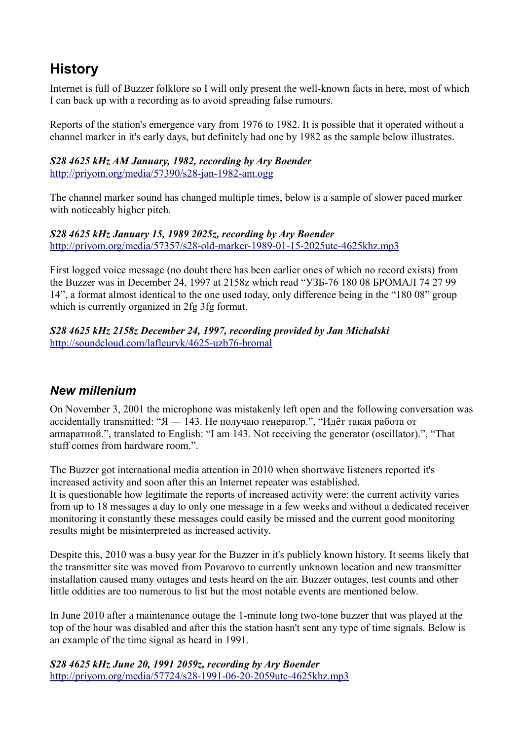## History

Internet is full of Buzzer folklore so I will only present the well-known facts in here, most of which I can back up with a recording as to avoid spreading false rumours.

Reports of the station's emergence vary from 1976 to 1982. It is possible that it operated without a channel marker in it's early days, but definitely had one by 1982 as the sample below illustrates.

***S28 4625 kHz AM January, 1982, recording by Ary Boender***
http://priyom.org/media/57390/s28-jan-1982-am.ogg

The channel marker sound has changed multiple times, below is a sample of slower paced marker with noticeably higher pitch.

***S28 4625 kHz January 15, 1989 2025z, recording by Ary Boender***
http://priyom.org/media/57357/s28-old-marker-1989-01-15-2025utc-4625khz.mp3

First logged voice message (no doubt there has been earlier ones of which no record exists) from the Buzzer was in December 24, 1997 at 2158z which read "УЗБ-76 180 08 БРОМАЛ 74 27 99 14", a format almost identical to the one used today, only difference being in the "180 08" group which is currently organized in 2fg 3fg format.

***S28 4625 kHz 2158z December 24, 1997, recording provided by Jan Michalski***
http://soundcloud.com/lafleurvk/4625-uzb76-bromal

### *New millenium*

On November 3, 2001 the microphone was mistakenly left open and the following conversation was accidentally transmitted: "Я — 143. Не получаю генератор.", "Идёт такая работа от аппаратной.", translated to English: "I am 143. Not receiving the generator (oscillator).", "That stuff comes from hardware room.".

The Buzzer got international media attention in 2010 when shortwave listeners reported it's increased activity and soon after this an Internet repeater was established.
It is questionable how legitimate the reports of increased activity were; the current activity varies from up to 18 messages a day to only one message in a few weeks and without a dedicated receiver monitoring it constantly these messages could easily be missed and the current good monitoring results might be misinterpreted as increased activity.

Despite this, 2010 was a busy year for the Buzzer in it's publicly known history. It seems likely that the transmitter site was moved from Povarovo to currently unknown location and new transmitter installation caused many outages and tests heard on the air. Buzzer outages, test counts and other little oddities are too numerous to list but the most notable events are mentioned below.

In June 2010 after a maintenance outage the 1-minute long two-tone buzzer that was played at the top of the hour was disabled and after this the station hasn't sent any type of time signals. Below is an example of the time signal as heard in 1991.

***S28 4625 kHz June 20, 1991 2059z, recording by Ary Boender***
http://priyom.org/media/57724/s28-1991-06-20-2059utc-4625khz.mp3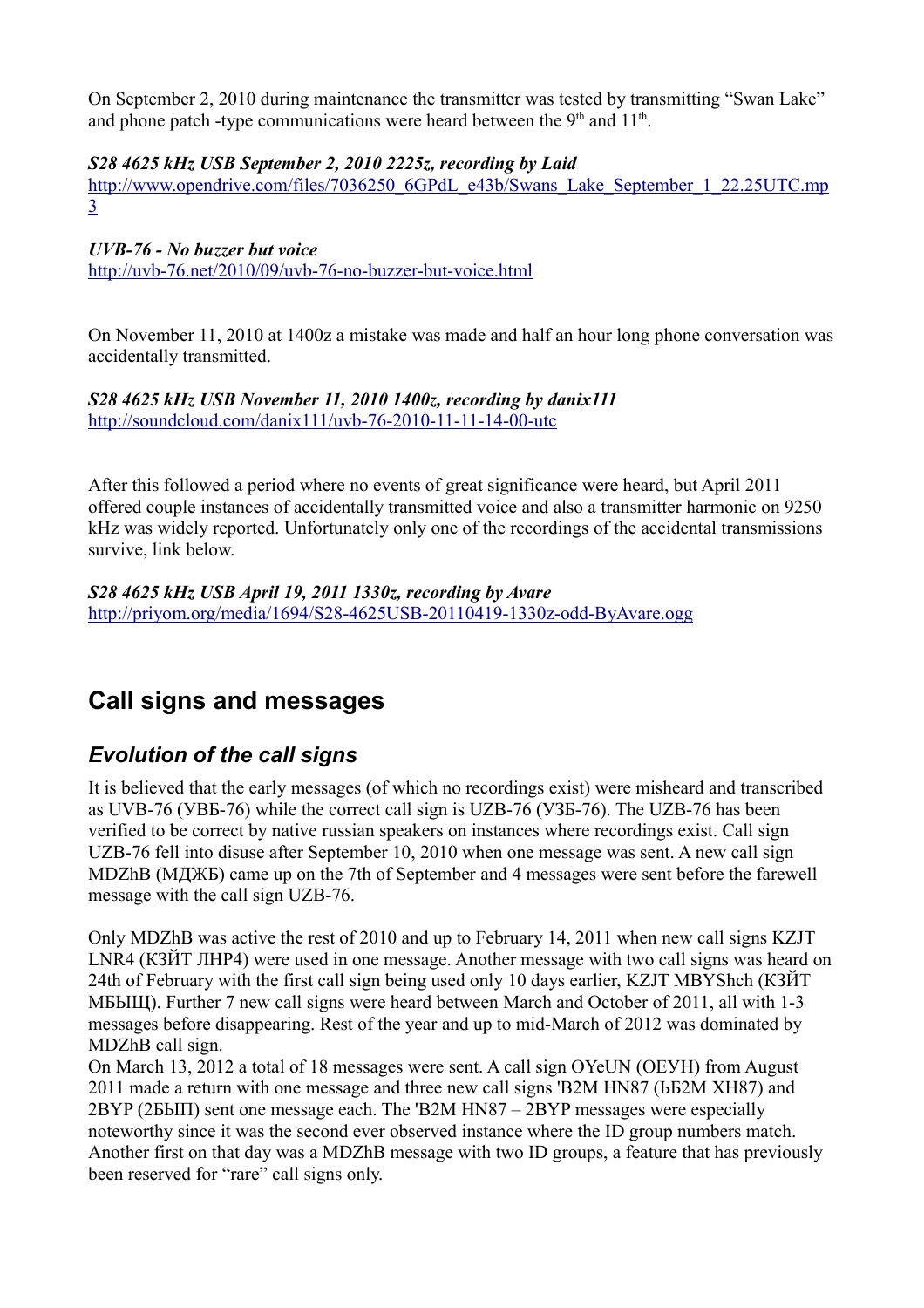On September 2, 2010 during maintenance the transmitter was tested by transmitting "Swan Lake" and phone patch -type communications were heard between the 9th and 11th.

***S28 4625 kHz USB September 2, 2010 2225z, recording by Laid***
http://www.opendrive.com/files/7036250_6GPdL_e43b/Swans_Lake_September_1_22.25UTC.mp3

***UVB-76 - No buzzer but voice***
http://uvb-76.net/2010/09/uvb-76-no-buzzer-but-voice.html

On November 11, 2010 at 1400z a mistake was made and half an hour long phone conversation was accidentally transmitted.

***S28 4625 kHz USB November 11, 2010 1400z, recording by danix111***
http://soundcloud.com/danix111/uvb-76-2010-11-11-14-00-utc

After this followed a period where no events of great significance were heard, but April 2011 offered couple instances of accidentally transmitted voice and also a transmitter harmonic on 9250 kHz was widely reported. Unfortunately only one of the recordings of the accidental transmissions survive, link below.

***S28 4625 kHz USB April 19, 2011 1330z, recording by Avare***
http://priyom.org/media/1694/S28-4625USB-20110419-1330z-odd-ByAvare.ogg

## Call signs and messages

### *Evolution of the call signs*

It is believed that the early messages (of which no recordings exist) were misheard and transcribed as UVB-76 (УВБ-76) while the correct call sign is UZB-76 (УЗБ-76). The UZB-76 has been verified to be correct by native russian speakers on instances where recordings exist. Call sign UZB-76 fell into disuse after September 10, 2010 when one message was sent. A new call sign MDZhB (МДЖБ) came up on the 7th of September and 4 messages were sent before the farewell message with the call sign UZB-76.

Only MDZhB was active the rest of 2010 and up to February 14, 2011 when new call signs KZJT LNR4 (КЗЙТ ЛНР4) were used in one message. Another message with two call signs was heard on 24th of February with the first call sign being used only 10 days earlier, KZJT MBYShch (КЗЙТ МБЫЩ). Further 7 new call signs were heard between March and October of 2011, all with 1-3 messages before disappearing. Rest of the year and up to mid-March of 2012 was dominated by MDZhB call sign.
On March 13, 2012 a total of 18 messages were sent. A call sign OYeUN (ОЕУН) from August 2011 made a return with one message and three new call signs 'B2M HN87 (ЬБ2М ХН87) and 2BYP (2БЫП) sent one message each. The 'B2M HN87 – 2BYP messages were especially noteworthy since it was the second ever observed instance where the ID group numbers match. Another first on that day was a MDZhB message with two ID groups, a feature that has previously been reserved for "rare" call signs only.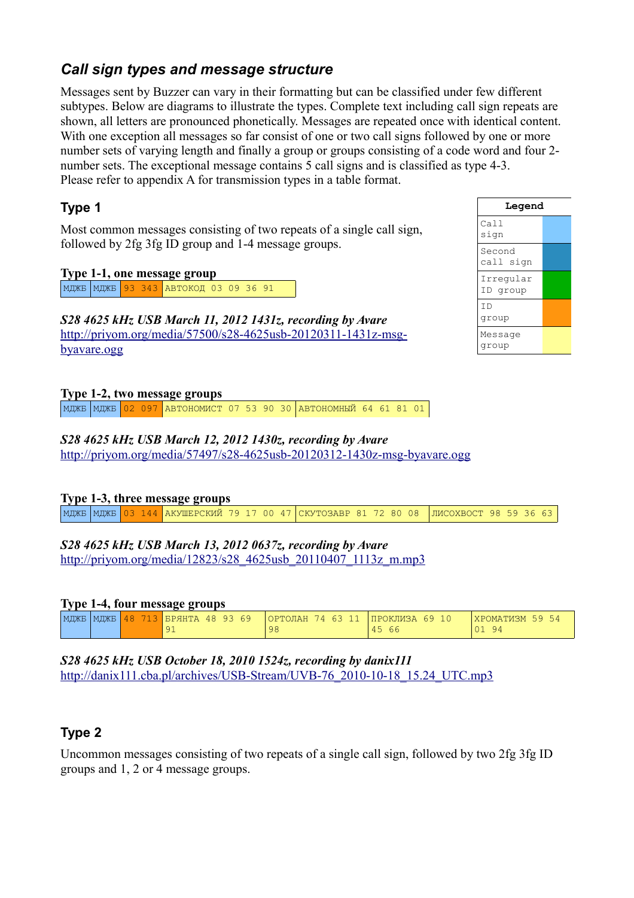## *Call sign types and message structure*

Messages sent by Buzzer can vary in their formatting but can be classified under few different subtypes. Below are diagrams to illustrate the types. Complete text including call sign repeats are shown, all letters are pronounced phonetically. Messages are repeated once with identical content. With one exception all messages so far consist of one or two call signs followed by one or more number sets of varying length and finally a group or groups consisting of a code word and four 2-number sets. The exceptional message contains 5 call signs and is classified as type 4-3. Please refer to appendix A for transmission types in a table format.

| Legend | |
|---|---|
| Call sign | (light blue) |
| Second call sign | (dark blue) |
| Irregular ID group | (green) |
| ID group | (orange) |
| Message group | (yellow) |

### Type 1

Most common messages consisting of two repeats of a single call sign, followed by 2fg 3fg ID group and 1-4 message groups.

**Type 1-1, one message group**

| МДЖБ | МДЖБ | 93 343 | АВТОКОД 03 09 36 91 |
|---|---|---|---|

***S28 4625 kHz USB March 11, 2012 1431z, recording by Avare***
http://priyom.org/media/57500/s28-4625usb-20120311-1431z-msg-byavare.ogg

**Type 1-2, two message groups**

| МДЖБ | МДЖБ | 02 097 | АВТОНОМИСТ 07 53 90 30 | АВТОНОМНЫЙ 64 61 81 01 |
|---|---|---|---|---|

***S28 4625 kHz USB March 12, 2012 1430z, recording by Avare***
http://priyom.org/media/57497/s28-4625usb-20120312-1430z-msg-byavare.ogg

**Type 1-3, three message groups**

| МДЖБ | МДЖБ | 03 144 | АКУШЕРСКИЙ 79 17 00 47 | СКУТОЗАВР 81 72 80 08 | ЛИСОХВОСТ 98 59 36 63 |
|---|---|---|---|---|---|

***S28 4625 kHz USB March 13, 2012 0637z, recording by Avare***
http://priyom.org/media/12823/s28_4625usb_20110407_1113z_m.mp3

**Type 1-4, four message groups**

| МДЖБ | МДЖБ | 48 713 | БРЯНТА 48 93 69 91 | ОРТОЛАН 74 63 11 98 | ПРОКЛИЗА 69 10 45 66 | ХРОМАТИЗМ 59 54 01 94 |
|---|---|---|---|---|---|---|

***S28 4625 kHz USB October 18, 2010 1524z, recording by danix111***
http://danix111.cba.pl/archives/USB-Stream/UVB-76_2010-10-18_15.24_UTC.mp3

### Type 2

Uncommon messages consisting of two repeats of a single call sign, followed by two 2fg 3fg ID groups and 1, 2 or 4 message groups.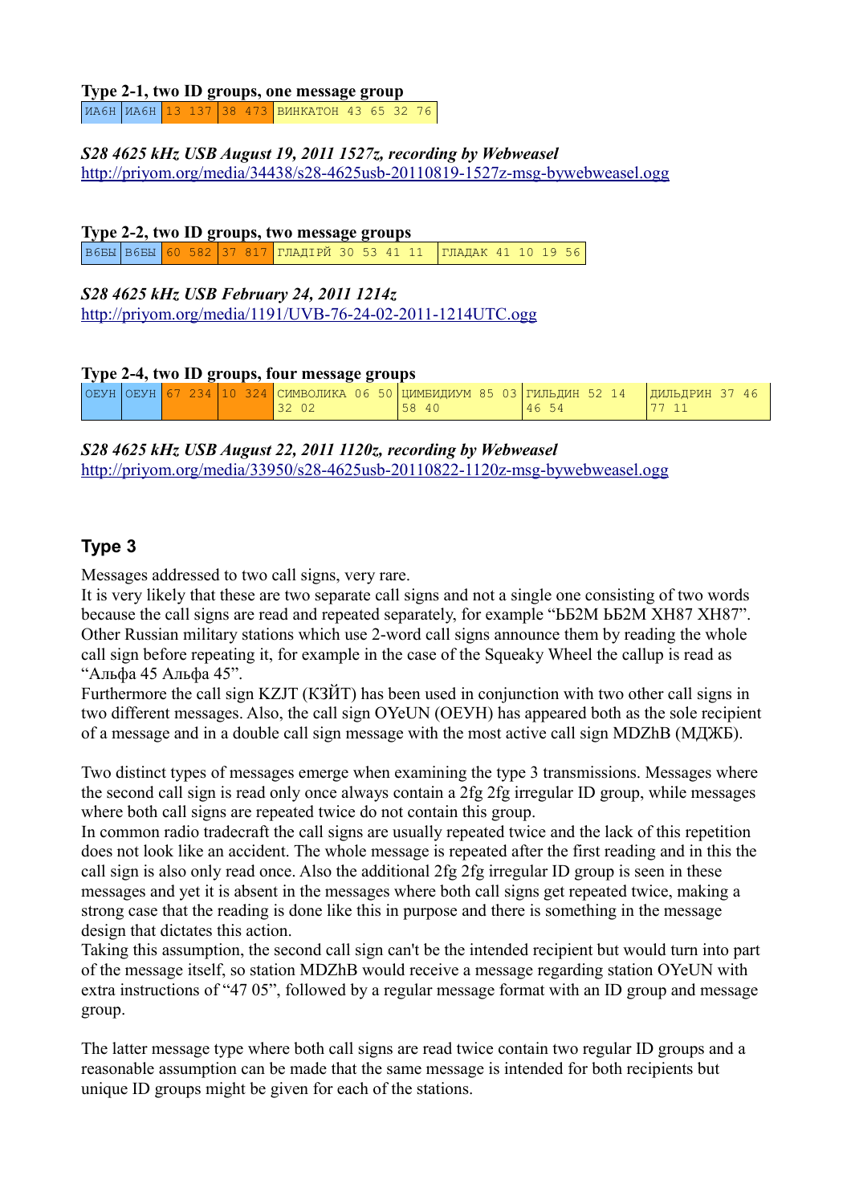**Type 2-1, two ID groups, one message group**

| ИА6Н | ИА6Н | 13 137 | 38 473 | ВИНКАТОН 43 65 32 76 |
|---|---|---|---|---|

***S28 4625 kHz USB August 19, 2011 1527z, recording by Webweasel***
http://priyom.org/media/34438/s28-4625usb-20110819-1527z-msg-bywebweasel.ogg

**Type 2-2, two ID groups, two message groups**

| В6БЫ | В6БЫ | 60 582 | 37 817 | ГЛАДІРЙ 30 53 41 11 | ГЛАДАК 41 10 19 56 |
|---|---|---|---|---|---|

***S28 4625 kHz USB February 24, 2011 1214z***
http://priyom.org/media/1191/UVB-76-24-02-2011-1214UTC.ogg

**Type 2-4, two ID groups, four message groups**

| ОЕУН | ОЕУН | 67 234 | 10 324 | СИМВОЛИКА 06 50 32 02 | ЦИМБИДИУМ 85 03 58 40 | ГИЛЬДИН 52 14 46 54 | ДИЛЬДРИН 37 46 77 11 |
|---|---|---|---|---|---|---|---|

***S28 4625 kHz USB August 22, 2011 1120z, recording by Webweasel***
http://priyom.org/media/33950/s28-4625usb-20110822-1120z-msg-bywebweasel.ogg

## Type 3

Messages addressed to two call signs, very rare.
It is very likely that these are two separate call signs and not a single one consisting of two words because the call signs are read and repeated separately, for example "ЬБ2М ЬБ2М ХН87 ХН87". Other Russian military stations which use 2-word call signs announce them by reading the whole call sign before repeating it, for example in the case of the Squeaky Wheel the callup is read as "Альфа 45 Альфа 45".
Furthermore the call sign KZJT (КЗЙТ) has been used in conjunction with two other call signs in two different messages. Also, the call sign OYeUN (ОЕУН) has appeared both as the sole recipient of a message and in a double call sign message with the most active call sign MDZhB (МДЖБ).

Two distinct types of messages emerge when examining the type 3 transmissions. Messages where the second call sign is read only once always contain a 2fg 2fg irregular ID group, while messages where both call signs are repeated twice do not contain this group.
In common radio tradecraft the call signs are usually repeated twice and the lack of this repetition does not look like an accident. The whole message is repeated after the first reading and in this the call sign is also only read once. Also the additional 2fg 2fg irregular ID group is seen in these messages and yet it is absent in the messages where both call signs get repeated twice, making a strong case that the reading is done like this in purpose and there is something in the message design that dictates this action.
Taking this assumption, the second call sign can't be the intended recipient but would turn into part of the message itself, so station MDZhB would receive a message regarding station OYeUN with extra instructions of "47 05", followed by a regular message format with an ID group and message group.

The latter message type where both call signs are read twice contain two regular ID groups and a reasonable assumption can be made that the same message is intended for both recipients but unique ID groups might be given for each of the stations.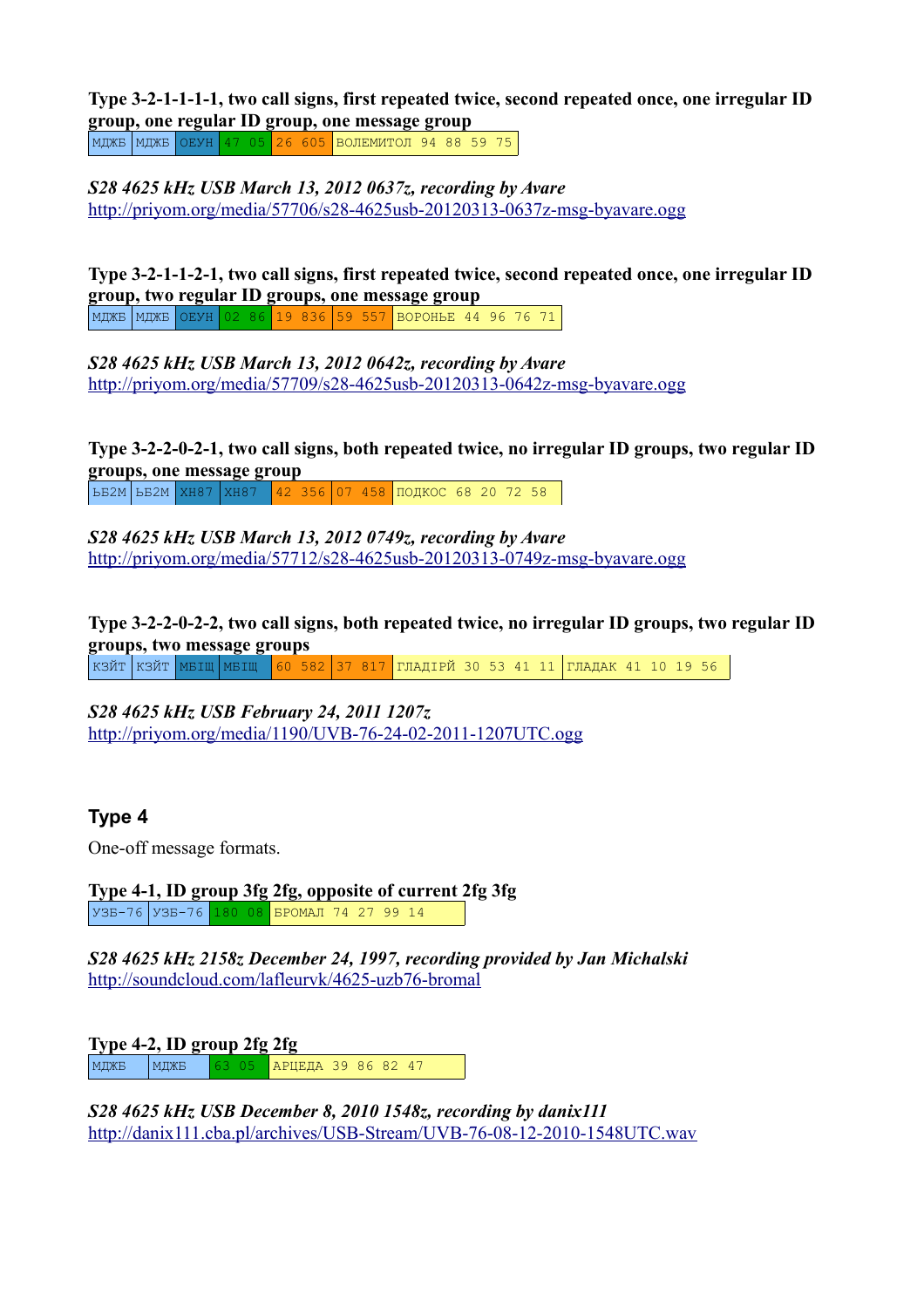**Type 3-2-1-1-1-1, two call signs, first repeated twice, second repeated once, one irregular ID group, one regular ID group, one message group**

| МДЖБ | МДЖБ | ОЕУН | 47 05 | 26 605 | ВОЛЕМИТОЛ 94 88 59 75 |
|---|---|---|---|---|---|

*S28 4625 kHz USB March 13, 2012 0637z, recording by Avare*
http://priyom.org/media/57706/s28-4625usb-20120313-0637z-msg-byavare.ogg

**Type 3-2-1-1-2-1, two call signs, first repeated twice, second repeated once, one irregular ID group, two regular ID groups, one message group**

| МДЖБ | МДЖБ | ОЕУН | 02 86 | 19 836 | 59 557 | ВОРОНЬЕ 44 96 76 71 |
|---|---|---|---|---|---|---|

*S28 4625 kHz USB March 13, 2012 0642z, recording by Avare*
http://priyom.org/media/57709/s28-4625usb-20120313-0642z-msg-byavare.ogg

**Type 3-2-2-0-2-1, two call signs, both repeated twice, no irregular ID groups, two regular ID groups, one message group**

| ЬБ2М | ЬБ2М | ХН87 | ХН87 | 42 356 | 07 458 | ПОДКОС 68 20 72 58 |
|---|---|---|---|---|---|---|

*S28 4625 kHz USB March 13, 2012 0749z, recording by Avare*
http://priyom.org/media/57712/s28-4625usb-20120313-0749z-msg-byavare.ogg

**Type 3-2-2-0-2-2, two call signs, both repeated twice, no irregular ID groups, two regular ID groups, two message groups**

| КЗЙТ | КЗЙТ | МБІЩ | МБІЩ | 60 582 | 37 817 | ГЛАДІРЙ 30 53 41 11 | ГЛАДАК 41 10 19 56 |
|---|---|---|---|---|---|---|---|

*S28 4625 kHz USB February 24, 2011 1207z*
http://priyom.org/media/1190/UVB-76-24-02-2011-1207UTC.ogg

## Type 4

One-off message formats.

**Type 4-1, ID group 3fg 2fg, opposite of current 2fg 3fg**

| УЗБ-76 | УЗБ-76 | 180 08 | БРОМАЛ 74 27 99 14 |
|---|---|---|---|

*S28 4625 kHz 2158z December 24, 1997, recording provided by Jan Michalski*
http://soundcloud.com/lafleurvk/4625-uzb76-bromal

**Type 4-2, ID group 2fg 2fg**

| МДЖБ | МДЖБ | 63 05 | АРЦЕДА 39 86 82 47 |
|---|---|---|---|

*S28 4625 kHz USB December 8, 2010 1548z, recording by danix111*
http://danix111.cba.pl/archives/USB-Stream/UVB-76-08-12-2010-1548UTC.wav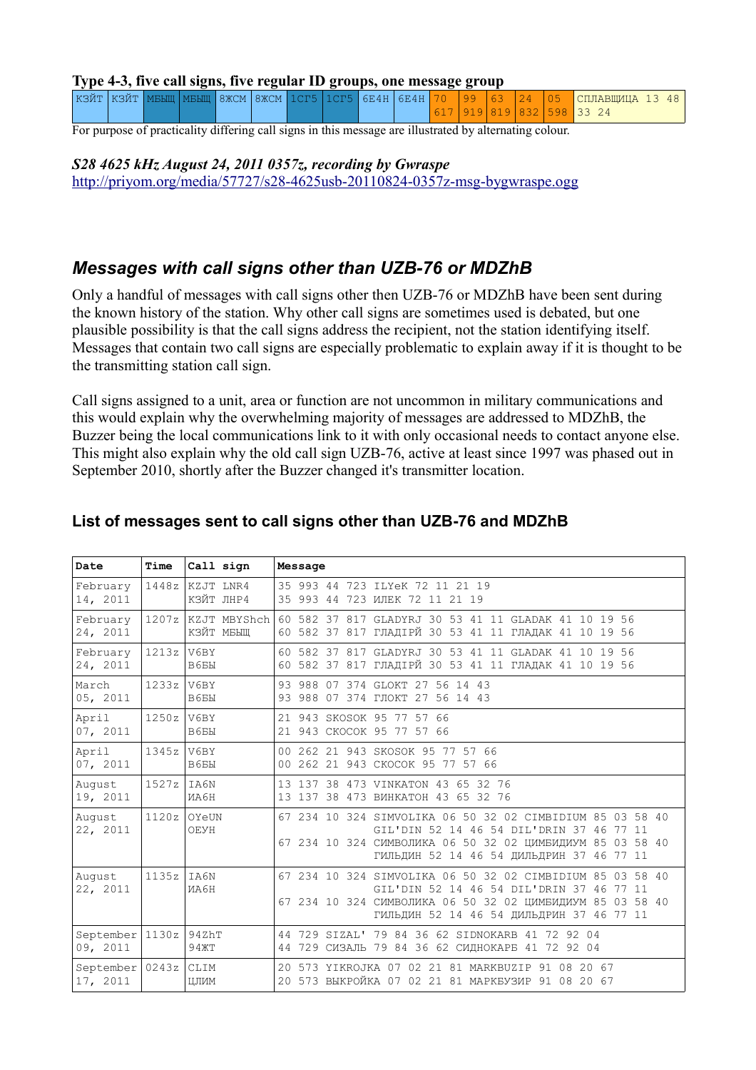### Type 4-3, five call signs, five regular ID groups, one message group

| КЗЙТ | КЗЙТ | МБЫЩ | МБЫЩ | 8ЖСМ | 8ЖСМ | 1СГ5 | 1СГ5 | 6Е4Н | 6Е4Н | 70 617 | 99 919 | 63 819 | 24 832 | 05 598 | СПЛАВЩИЦА 13 48 33 24 |
|---|---|---|---|---|---|---|---|---|---|---|---|---|---|---|---|

For purpose of practicality differing call signs in this message are illustrated by alternating colour.

***S28 4625 kHz August 24, 2011 0357z, recording by Gwraspe***
http://priyom.org/media/57727/s28-4625usb-20110824-0357z-msg-bygwraspe.ogg

## *Messages with call signs other than UZB-76 or MDZhB*

Only a handful of messages with call signs other then UZB-76 or MDZhB have been sent during the known history of the station. Why other call signs are sometimes used is debated, but one plausible possibility is that the call signs address the recipient, not the station identifying itself. Messages that contain two call signs are especially problematic to explain away if it is thought to be the transmitting station call sign.

Call signs assigned to a unit, area or function are not uncommon in military communications and this would explain why the overwhelming majority of messages are addressed to MDZhB, the Buzzer being the local communications link to it with only occasional needs to contact anyone else. This might also explain why the old call sign UZB-76, active at least since 1997 was phased out in September 2010, shortly after the Buzzer changed it's transmitter location.

### List of messages sent to call signs other than UZB-76 and MDZhB

| Date | Time | Call sign | Message |
|---|---|---|---|
| February 14, 2011 | 1448z | KZJT LNR4<br>КЗЙТ ЛНР4 | 35 993 44 723 ILYeK 72 11 21 19<br>35 993 44 723 ИЛЕК 72 11 21 19 |
| February 24, 2011 | 1207z | KZJT MBYShch<br>КЗЙТ МБЫЩ | 60 582 37 817 GLADYRJ 30 53 41 11 GLADAK 41 10 19 56<br>60 582 37 817 ГЛАДІРЙ 30 53 41 11 ГЛАДАК 41 10 19 56 |
| February 24, 2011 | 1213z | V6BY<br>В6БЫ | 60 582 37 817 GLADYRJ 30 53 41 11 GLADAK 41 10 19 56<br>60 582 37 817 ГЛАДІРЙ 30 53 41 11 ГЛАДАК 41 10 19 56 |
| March 05, 2011 | 1233z | V6BY<br>В6БЫ | 93 988 07 374 GLOKT 27 56 14 43<br>93 988 07 374 ГЛОКТ 27 56 14 43 |
| April 07, 2011 | 1250z | V6BY<br>В6БЫ | 21 943 SKOSOK 95 77 57 66<br>21 943 СКОСОК 95 77 57 66 |
| April 07, 2011 | 1345z | V6BY<br>В6БЫ | 00 262 21 943 SKOSOK 95 77 57 66<br>00 262 21 943 СКОСОК 95 77 57 66 |
| August 19, 2011 | 1527z | IA6N<br>ИА6Н | 13 137 38 473 VINKATON 43 65 32 76<br>13 137 38 473 ВИНКАТОН 43 65 32 76 |
| August 22, 2011 | 1120z | OYeUN<br>ОЕУН | 67 234 10 324 SIMVOLIKA 06 50 32 02 CIMBIDIUM 85 03 58 40 GIL'DIN 52 14 46 54 DIL'DRIN 37 46 77 11<br>67 234 10 324 СИМВОЛИКА 06 50 32 02 ЦИМБИДИУМ 85 03 58 40 ГИЛЬДИН 52 14 46 54 ДИЛЬДРИН 37 46 77 11 |
| August 22, 2011 | 1135z | IA6N<br>ИА6Н | 67 234 10 324 SIMVOLIKA 06 50 32 02 CIMBIDIUM 85 03 58 40 GIL'DIN 52 14 46 54 DIL'DRIN 37 46 77 11<br>67 234 10 324 СИМВОЛИКА 06 50 32 02 ЦИМБИДИУМ 85 03 58 40 ГИЛЬДИН 52 14 46 54 ДИЛЬДРИН 37 46 77 11 |
| September 09, 2011 | 1130z | 94ZhT<br>94ЖТ | 44 729 SIZAL' 79 84 36 62 SIDNOKARB 41 72 92 04<br>44 729 СИЗАЛЬ 79 84 36 62 СИДНОКАРБ 41 72 92 04 |
| September 17, 2011 | 0243z | CLIM<br>ЦЛИМ | 20 573 YIKROJKA 07 02 21 81 MARKBUZIP 91 08 20 67<br>20 573 ВЫКРОЙКА 07 02 21 81 МАРКБУЗИР 91 08 20 67 |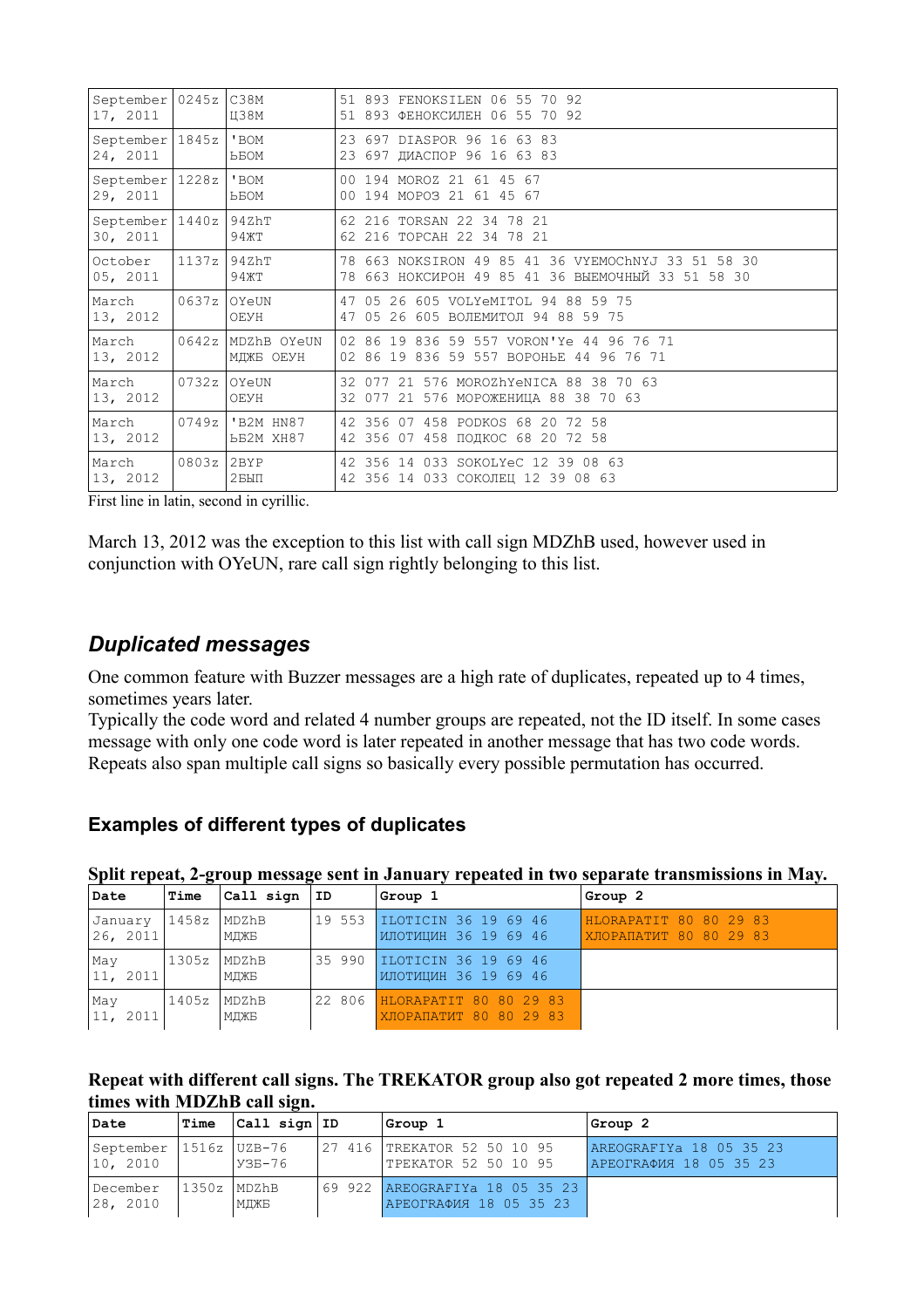| September 17, 2011 | 0245z | C38M<br>Ц38М | 51 893 FENOKSILEN 06 55 70 92<br>51 893 ФЕНОКСИЛЕН 06 55 70 92 |
|---|---|---|---|
| September 24, 2011 | 1845z | 'BOM<br>ЬБОМ | 23 697 DIASPOR 96 16 63 83<br>23 697 ДИАСПОР 96 16 63 83 |
| September 29, 2011 | 1228z | 'BOM<br>ЬБОМ | 00 194 MOROZ 21 61 45 67<br>00 194 МОРОЗ 21 61 45 67 |
| September 30, 2011 | 1440z | 94ZhT<br>94ЖТ | 62 216 TORSAN 22 34 78 21<br>62 216 ТОРСАН 22 34 78 21 |
| October 05, 2011 | 1137z | 94ZhT<br>94ЖТ | 78 663 NOKSIRON 49 85 41 36 VYEMOChNYJ 33 51 58 30<br>78 663 НОКСИРОН 49 85 41 36 ВЫЕМОЧНЫЙ 33 51 58 30 |
| March 13, 2012 | 0637z | OYeUN<br>ОЕУН | 47 05 26 605 VOLYeMITOL 94 88 59 75<br>47 05 26 605 ВОЛЕМИТОЛ 94 88 59 75 |
| March 13, 2012 | 0642z | MDZhB OYeUN<br>МДЖБ ОЕУН | 02 86 19 836 59 557 VORON'Ye 44 96 76 71<br>02 86 19 836 59 557 ВОРОНЬЕ 44 96 76 71 |
| March 13, 2012 | 0732z | OYeUN<br>ОЕУН | 32 077 21 576 MOROZhYeNICA 88 38 70 63<br>32 077 21 576 МОРОЖЕНИЦА 88 38 70 63 |
| March 13, 2012 | 0749z | 'B2M HN87<br>ЬБ2М ХН87 | 42 356 07 458 PODKOS 68 20 72 58<br>42 356 07 458 ПОДКОС 68 20 72 58 |
| March 13, 2012 | 0803z | 2BYP<br>2БЫП | 42 356 14 033 SOKOLYeC 12 39 08 63<br>42 356 14 033 СОКОЛЕЦ 12 39 08 63 |

First line in latin, second in cyrillic.

March 13, 2012 was the exception to this list with call sign MDZhB used, however used in conjunction with OYeUN, rare call sign rightly belonging to this list.

## *Duplicated messages*

One common feature with Buzzer messages are a high rate of duplicates, repeated up to 4 times, sometimes years later.

Typically the code word and related 4 number groups are repeated, not the ID itself. In some cases message with only one code word is later repeated in another message that has two code words. Repeats also span multiple call signs so basically every possible permutation has occurred.

### Examples of different types of duplicates

**Split repeat, 2-group message sent in January repeated in two separate transmissions in May.**

| Date | Time | Call sign | ID | Group 1 | Group 2 |
|---|---|---|---|---|---|
| January 26, 2011 | 1458z | MDZhB<br>МДЖБ | 19 553 | ILOTICIN 36 19 69 46<br>ИЛОТИЦИН 36 19 69 46 | HLORAPATIT 80 80 29 83<br>ХЛОРАПАТИТ 80 80 29 83 |
| May 11, 2011 | 1305z | MDZhB<br>МДЖБ | 35 990 | ILOTICIN 36 19 69 46<br>ИЛОТИЦИН 36 19 69 46 | |
| May 11, 2011 | 1405z | MDZhB<br>МДЖБ | 22 806 | HLORAPATIT 80 80 29 83<br>ХЛОРАПАТИТ 80 80 29 83 | |

**Repeat with different call signs. The TREKATOR group also got repeated 2 more times, those times with MDZhB call sign.**

| Date | Time | Call sign | ID | Group 1 | Group 2 |
|---|---|---|---|---|---|
| September 10, 2010 | 1516z | UZB-76<br>УЗБ-76 | 27 416 | TREKATOR 52 50 10 95<br>ТРЕКАТОР 52 50 10 95 | AREOGRAFIYa 18 05 35 23<br>АРЕОГРАФИЯ 18 05 35 23 |
| December 28, 2010 | 1350z | MDZhB<br>МДЖБ | 69 922 | AREOGRAFIYa 18 05 35 23<br>АРЕОГРАФИЯ 18 05 35 23 | |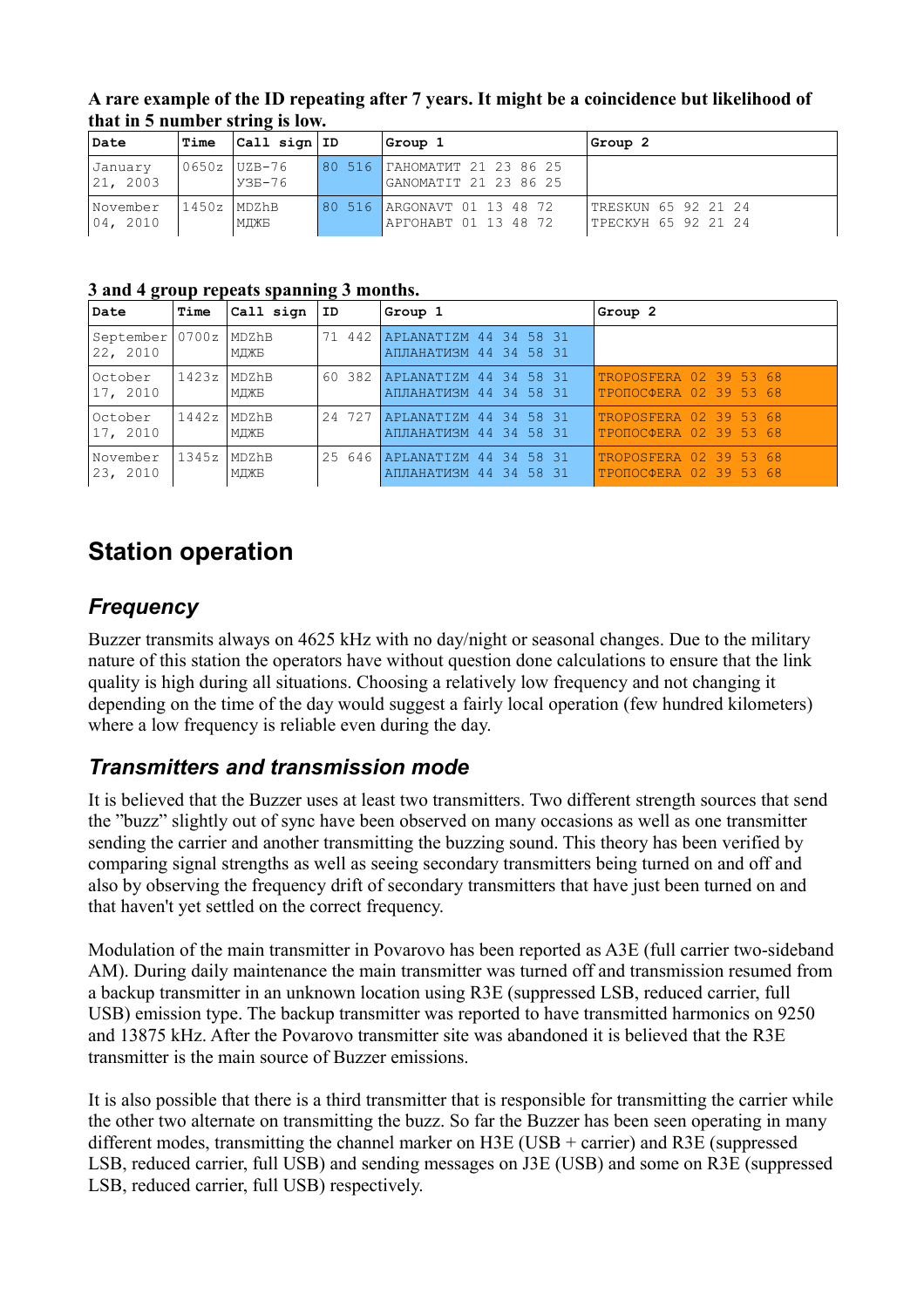**A rare example of the ID repeating after 7 years. It might be a coincidence but likelihood of that in 5 number string is low.**

| Date | Time | Call sign | ID | Group 1 | Group 2 |
|---|---|---|---|---|---|
| January 21, 2003 | 0650z | UZB-76<br>УЗБ-76 | 80 516 | ГАНОМАТИТ 21 23 86 25<br>GANOMATIT 21 23 86 25 | |
| November 04, 2010 | 1450z | MDZhB<br>МДЖБ | 80 516 | ARGONAVT 01 13 48 72<br>АРГОНАВТ 01 13 48 72 | TRESKUN 65 92 21 24<br>ТРЕСКУН 65 92 21 24 |

**3 and 4 group repeats spanning 3 months.**

| Date | Time | Call sign | ID | Group 1 | Group 2 |
|---|---|---|---|---|---|
| September 22, 2010 | 0700z | MDZhB<br>МДЖБ | 71 442 | APLANATIZM 44 34 58 31<br>АПЛАНАТИЗМ 44 34 58 31 | |
| October 17, 2010 | 1423z | MDZhB<br>МДЖБ | 60 382 | APLANATIZM 44 34 58 31<br>АПЛАНАТИЗМ 44 34 58 31 | TROPOSFERA 02 39 53 68<br>ТРОПОСФЕRA 02 39 53 68 |
| October 17, 2010 | 1442z | MDZhB<br>МДЖБ | 24 727 | APLANATIZM 44 34 58 31<br>АПЛАНАТИЗМ 44 34 58 31 | TROPOSFERA 02 39 53 68<br>ТРОПОСФЕRA 02 39 53 68 |
| November 23, 2010 | 1345z | MDZhB<br>МДЖБ | 25 646 | APLANATIZM 44 34 58 31<br>АПЛАНАТИЗМ 44 34 58 31 | TROPOSFERA 02 39 53 68<br>ТРОПОСФЕRA 02 39 53 68 |

## Station operation

### *Frequency*

Buzzer transmits always on 4625 kHz with no day/night or seasonal changes. Due to the military nature of this station the operators have without question done calculations to ensure that the link quality is high during all situations. Choosing a relatively low frequency and not changing it depending on the time of the day would suggest a fairly local operation (few hundred kilometers) where a low frequency is reliable even during the day.

### *Transmitters and transmission mode*

It is believed that the Buzzer uses at least two transmitters. Two different strength sources that send the "buzz" slightly out of sync have been observed on many occasions as well as one transmitter sending the carrier and another transmitting the buzzing sound. This theory has been verified by comparing signal strengths as well as seeing secondary transmitters being turned on and off and also by observing the frequency drift of secondary transmitters that have just been turned on and that haven't yet settled on the correct frequency.

Modulation of the main transmitter in Povarovo has been reported as A3E (full carrier two-sideband AM). During daily maintenance the main transmitter was turned off and transmission resumed from a backup transmitter in an unknown location using R3E (suppressed LSB, reduced carrier, full USB) emission type. The backup transmitter was reported to have transmitted harmonics on 9250 and 13875 kHz. After the Povarovo transmitter site was abandoned it is believed that the R3E transmitter is the main source of Buzzer emissions.

It is also possible that there is a third transmitter that is responsible for transmitting the carrier while the other two alternate on transmitting the buzz. So far the Buzzer has been seen operating in many different modes, transmitting the channel marker on H3E (USB + carrier) and R3E (suppressed LSB, reduced carrier, full USB) and sending messages on J3E (USB) and some on R3E (suppressed LSB, reduced carrier, full USB) respectively.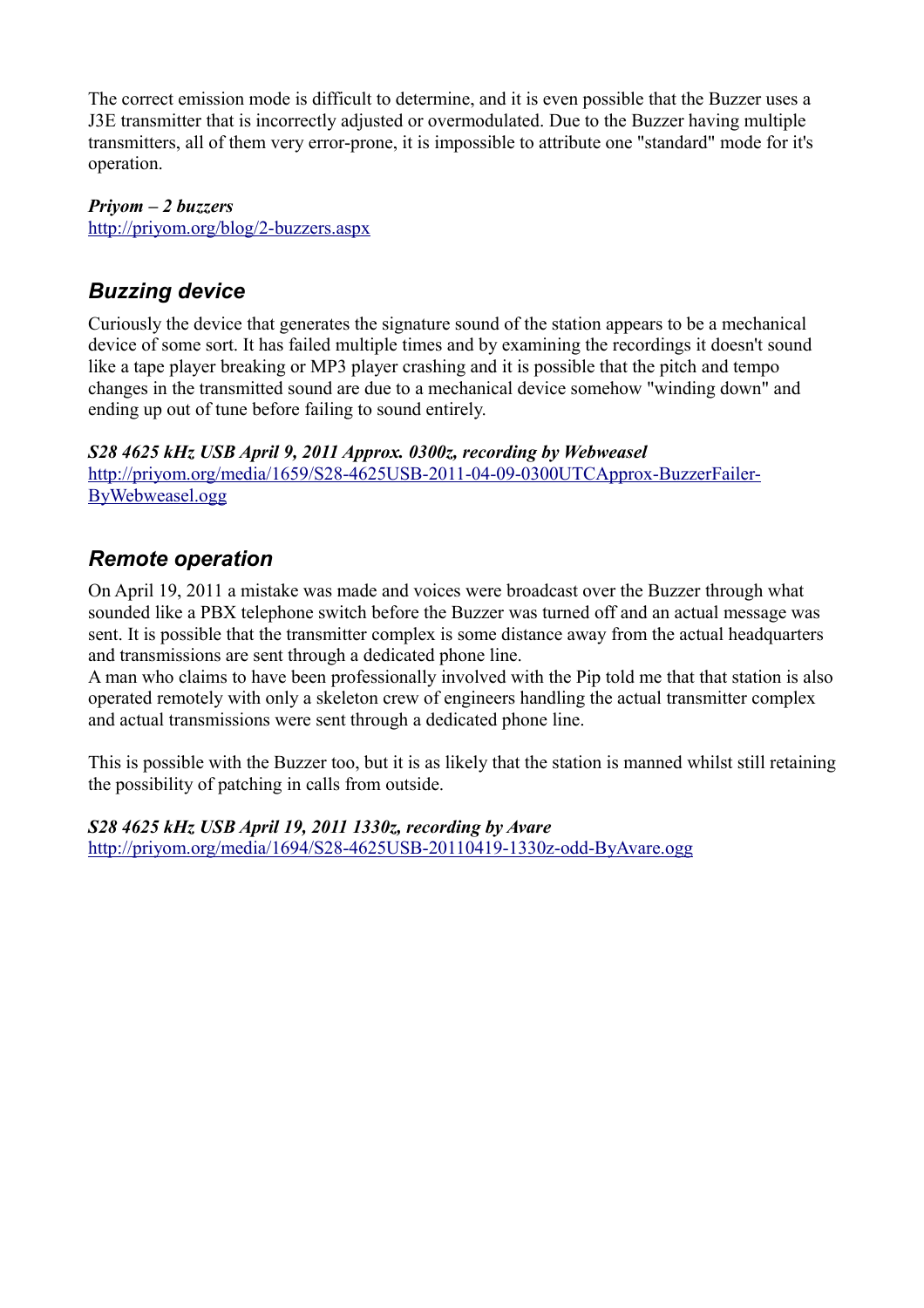The correct emission mode is difficult to determine, and it is even possible that the Buzzer uses a J3E transmitter that is incorrectly adjusted or overmodulated. Due to the Buzzer having multiple transmitters, all of them very error-prone, it is impossible to attribute one "standard" mode for it's operation.

***Priyom – 2 buzzers***
http://priyom.org/blog/2-buzzers.aspx

## *Buzzing device*

Curiously the device that generates the signature sound of the station appears to be a mechanical device of some sort. It has failed multiple times and by examining the recordings it doesn't sound like a tape player breaking or MP3 player crashing and it is possible that the pitch and tempo changes in the transmitted sound are due to a mechanical device somehow "winding down" and ending up out of tune before failing to sound entirely.

***S28 4625 kHz USB April 9, 2011 Approx. 0300z, recording by Webweasel***
http://priyom.org/media/1659/S28-4625USB-2011-04-09-0300UTCApprox-BuzzerFailer-ByWebweasel.ogg

## *Remote operation*

On April 19, 2011 a mistake was made and voices were broadcast over the Buzzer through what sounded like a PBX telephone switch before the Buzzer was turned off and an actual message was sent. It is possible that the transmitter complex is some distance away from the actual headquarters and transmissions are sent through a dedicated phone line.
A man who claims to have been professionally involved with the Pip told me that that station is also operated remotely with only a skeleton crew of engineers handling the actual transmitter complex and actual transmissions were sent through a dedicated phone line.

This is possible with the Buzzer too, but it is as likely that the station is manned whilst still retaining the possibility of patching in calls from outside.

***S28 4625 kHz USB April 19, 2011 1330z, recording by Avare***
http://priyom.org/media/1694/S28-4625USB-20110419-1330z-odd-ByAvare.ogg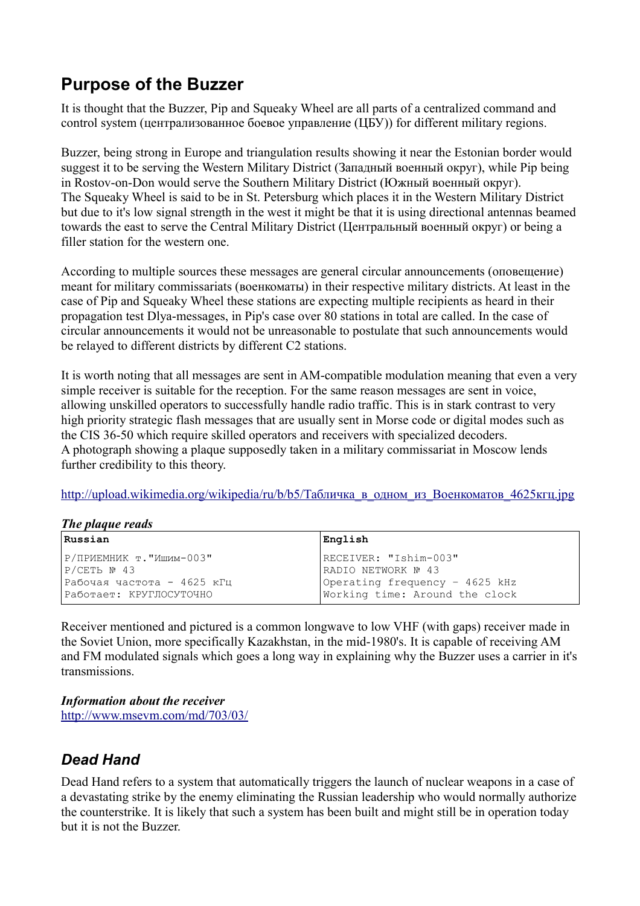## Purpose of the Buzzer

It is thought that the Buzzer, Pip and Squeaky Wheel are all parts of a centralized command and control system (централизованное боевое управление (ЦБУ)) for different military regions.

Buzzer, being strong in Europe and triangulation results showing it near the Estonian border would suggest it to be serving the Western Military District (Западный военный округ), while Pip being in Rostov-on-Don would serve the Southern Military District (Южный военный округ).
The Squeaky Wheel is said to be in St. Petersburg which places it in the Western Military District but due to it's low signal strength in the west it might be that it is using directional antennas beamed towards the east to serve the Central Military District (Центральный военный округ) or being a filler station for the western one.

According to multiple sources these messages are general circular announcements (оповещение) meant for military commissariats (военкоматы) in their respective military districts. At least in the case of Pip and Squeaky Wheel these stations are expecting multiple recipients as heard in their propagation test Dlya-messages, in Pip's case over 80 stations in total are called. In the case of circular announcements it would not be unreasonable to postulate that such announcements would be relayed to different districts by different C2 stations.

It is worth noting that all messages are sent in AM-compatible modulation meaning that even a very simple receiver is suitable for the reception. For the same reason messages are sent in voice, allowing unskilled operators to successfully handle radio traffic. This is in stark contrast to very high priority strategic flash messages that are usually sent in Morse code or digital modes such as the CIS 36-50 which require skilled operators and receivers with specialized decoders.
A photograph showing a plaque supposedly taken in a military commissariat in Moscow lends further credibility to this theory.

http://upload.wikimedia.org/wikipedia/ru/b/b5/Табличка_в_одном_из_Военкоматов_4625кгц.jpg

***The plaque reads***

| Russian | English |
|---|---|
| Р/ПРИЕМНИК т."Ишим-003"<br>Р/СЕТЬ № 43<br>Рабочая частота - 4625 кГц<br>Работает: КРУГЛОСУТОЧНО | RECEIVER: "Ishim-003"<br>RADIO NETWORK № 43<br>Operating frequency - 4625 kHz<br>Working time: Around the clock |

Receiver mentioned and pictured is a common longwave to low VHF (with gaps) receiver made in the Soviet Union, more specifically Kazakhstan, in the mid-1980's. It is capable of receiving AM and FM modulated signals which goes a long way in explaining why the Buzzer uses a carrier in it's transmissions.

***Information about the receiver***
http://www.msevm.com/md/703/03/

### *Dead Hand*

Dead Hand refers to a system that automatically triggers the launch of nuclear weapons in a case of a devastating strike by the enemy eliminating the Russian leadership who would normally authorize the counterstrike. It is likely that such a system has been built and might still be in operation today but it is not the Buzzer.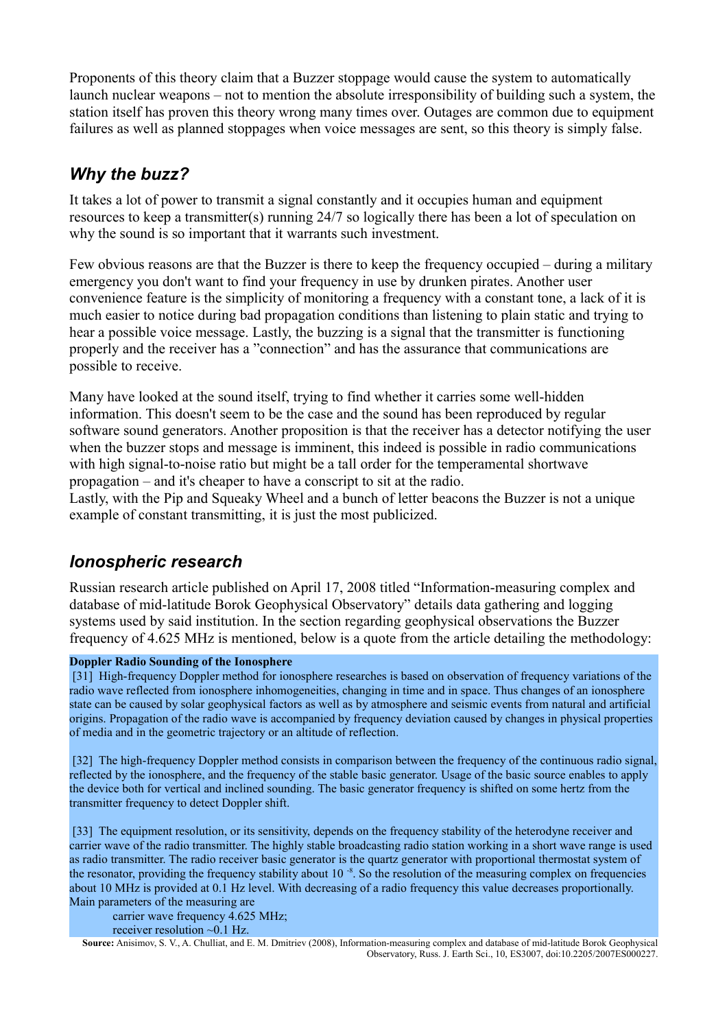Proponents of this theory claim that a Buzzer stoppage would cause the system to automatically launch nuclear weapons – not to mention the absolute irresponsibility of building such a system, the station itself has proven this theory wrong many times over. Outages are common due to equipment failures as well as planned stoppages when voice messages are sent, so this theory is simply false.

## *Why the buzz?*

It takes a lot of power to transmit a signal constantly and it occupies human and equipment resources to keep a transmitter(s) running 24/7 so logically there has been a lot of speculation on why the sound is so important that it warrants such investment.

Few obvious reasons are that the Buzzer is there to keep the frequency occupied – during a military emergency you don't want to find your frequency in use by drunken pirates. Another user convenience feature is the simplicity of monitoring a frequency with a constant tone, a lack of it is much easier to notice during bad propagation conditions than listening to plain static and trying to hear a possible voice message. Lastly, the buzzing is a signal that the transmitter is functioning properly and the receiver has a ”connection” and has the assurance that communications are possible to receive.

Many have looked at the sound itself, trying to find whether it carries some well-hidden information. This doesn't seem to be the case and the sound has been reproduced by regular software sound generators. Another proposition is that the receiver has a detector notifying the user when the buzzer stops and message is imminent, this indeed is possible in radio communications with high signal-to-noise ratio but might be a tall order for the temperamental shortwave propagation – and it's cheaper to have a conscript to sit at the radio.
Lastly, with the Pip and Squeaky Wheel and a bunch of letter beacons the Buzzer is not a unique example of constant transmitting, it is just the most publicized.

## *Ionospheric research*

Russian research article published on April 17, 2008 titled “Information-measuring complex and database of mid-latitude Borok Geophysical Observatory” details data gathering and logging systems used by said institution. In the section regarding geophysical observations the Buzzer frequency of 4.625 MHz is mentioned, below is a quote from the article detailing the methodology:

> **Doppler Radio Sounding of the Ionosphere**
>
> [31] High-frequency Doppler method for ionosphere researches is based on observation of frequency variations of the radio wave reflected from ionosphere inhomogeneities, changing in time and in space. Thus changes of an ionosphere state can be caused by solar geophysical factors as well as by atmosphere and seismic events from natural and artificial origins. Propagation of the radio wave is accompanied by frequency deviation caused by changes in physical properties of media and in the geometric trajectory or an altitude of reflection.
>
> [32] The high-frequency Doppler method consists in comparison between the frequency of the continuous radio signal, reflected by the ionosphere, and the frequency of the stable basic generator. Usage of the basic source enables to apply the device both for vertical and inclined sounding. The basic generator frequency is shifted on some hertz from the transmitter frequency to detect Doppler shift.
>
> [33] The equipment resolution, or its sensitivity, depends on the frequency stability of the heterodyne receiver and carrier wave of the radio transmitter. The highly stable broadcasting radio station working in a short wave range is used as radio transmitter. The radio receiver basic generator is the quartz generator with proportional thermostat system of the resonator, providing the frequency stability about $10^{-8}$. So the resolution of the measuring complex on frequencies about 10 MHz is provided at 0.1 Hz level. With decreasing of a radio frequency this value decreases proportionally. Main parameters of the measuring are
>
> carrier wave frequency 4.625 MHz;
> receiver resolution ~0.1 Hz.

**Source:** Anisimov, S. V., A. Chulliat, and E. M. Dmitriev (2008), Information-measuring complex and database of mid-latitude Borok Geophysical Observatory, Russ. J. Earth Sci., 10, ES3007, doi:10.2205/2007ES000227.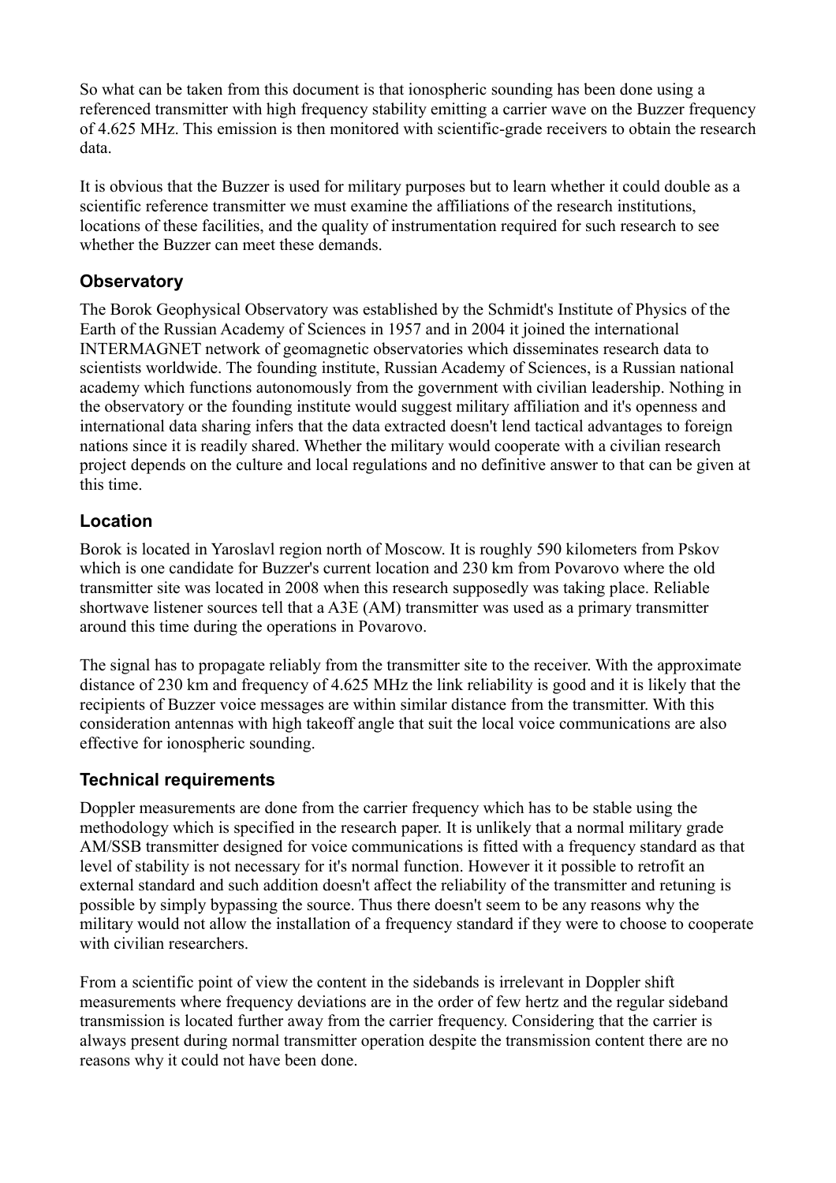So what can be taken from this document is that ionospheric sounding has been done using a referenced transmitter with high frequency stability emitting a carrier wave on the Buzzer frequency of 4.625 MHz. This emission is then monitored with scientific-grade receivers to obtain the research data.

It is obvious that the Buzzer is used for military purposes but to learn whether it could double as a scientific reference transmitter we must examine the affiliations of the research institutions, locations of these facilities, and the quality of instrumentation required for such research to see whether the Buzzer can meet these demands.

### Observatory

The Borok Geophysical Observatory was established by the Schmidt's Institute of Physics of the Earth of the Russian Academy of Sciences in 1957 and in 2004 it joined the international INTERMAGNET network of geomagnetic observatories which disseminates research data to scientists worldwide. The founding institute, Russian Academy of Sciences, is a Russian national academy which functions autonomously from the government with civilian leadership. Nothing in the observatory or the founding institute would suggest military affiliation and it's openness and international data sharing infers that the data extracted doesn't lend tactical advantages to foreign nations since it is readily shared. Whether the military would cooperate with a civilian research project depends on the culture and local regulations and no definitive answer to that can be given at this time.

### Location

Borok is located in Yaroslavl region north of Moscow. It is roughly 590 kilometers from Pskov which is one candidate for Buzzer's current location and 230 km from Povarovo where the old transmitter site was located in 2008 when this research supposedly was taking place. Reliable shortwave listener sources tell that a A3E (AM) transmitter was used as a primary transmitter around this time during the operations in Povarovo.

The signal has to propagate reliably from the transmitter site to the receiver. With the approximate distance of 230 km and frequency of 4.625 MHz the link reliability is good and it is likely that the recipients of Buzzer voice messages are within similar distance from the transmitter. With this consideration antennas with high takeoff angle that suit the local voice communications are also effective for ionospheric sounding.

### Technical requirements

Doppler measurements are done from the carrier frequency which has to be stable using the methodology which is specified in the research paper. It is unlikely that a normal military grade AM/SSB transmitter designed for voice communications is fitted with a frequency standard as that level of stability is not necessary for it's normal function. However it it possible to retrofit an external standard and such addition doesn't affect the reliability of the transmitter and retuning is possible by simply bypassing the source. Thus there doesn't seem to be any reasons why the military would not allow the installation of a frequency standard if they were to choose to cooperate with civilian researchers.

From a scientific point of view the content in the sidebands is irrelevant in Doppler shift measurements where frequency deviations are in the order of few hertz and the regular sideband transmission is located further away from the carrier frequency. Considering that the carrier is always present during normal transmitter operation despite the transmission content there are no reasons why it could not have been done.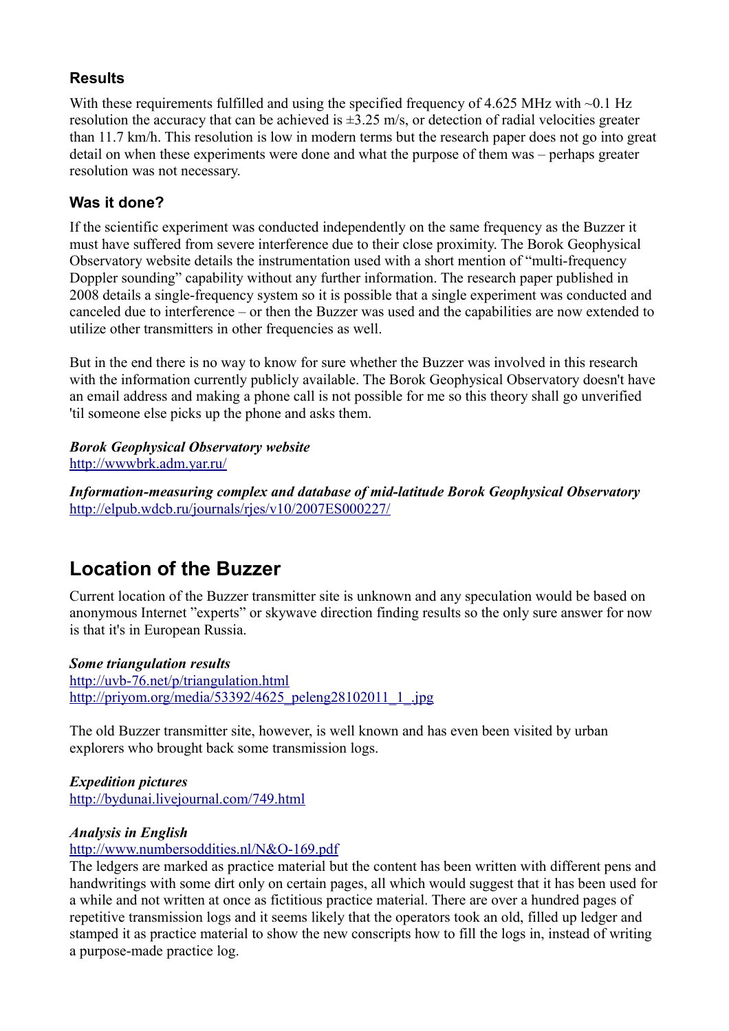### Results

With these requirements fulfilled and using the specified frequency of 4.625 MHz with ~0.1 Hz resolution the accuracy that can be achieved is ±3.25 m/s, or detection of radial velocities greater than 11.7 km/h. This resolution is low in modern terms but the research paper does not go into great detail on when these experiments were done and what the purpose of them was – perhaps greater resolution was not necessary.

### Was it done?

If the scientific experiment was conducted independently on the same frequency as the Buzzer it must have suffered from severe interference due to their close proximity. The Borok Geophysical Observatory website details the instrumentation used with a short mention of "multi-frequency Doppler sounding" capability without any further information. The research paper published in 2008 details a single-frequency system so it is possible that a single experiment was conducted and canceled due to interference – or then the Buzzer was used and the capabilities are now extended to utilize other transmitters in other frequencies as well.

But in the end there is no way to know for sure whether the Buzzer was involved in this research with the information currently publicly available. The Borok Geophysical Observatory doesn't have an email address and making a phone call is not possible for me so this theory shall go unverified 'til someone else picks up the phone and asks them.

***Borok Geophysical Observatory website***
http://wwwbrk.adm.yar.ru/

***Information-measuring complex and database of mid-latitude Borok Geophysical Observatory***
http://elpub.wdcb.ru/journals/rjes/v10/2007ES000227/

## Location of the Buzzer

Current location of the Buzzer transmitter site is unknown and any speculation would be based on anonymous Internet "experts" or skywave direction finding results so the only sure answer for now is that it's in European Russia.

***Some triangulation results***
http://uvb-76.net/p/triangulation.html
http://priyom.org/media/53392/4625_peleng28102011_1_.jpg

The old Buzzer transmitter site, however, is well known and has even been visited by urban explorers who brought back some transmission logs.

***Expedition pictures***
http://bydunai.livejournal.com/749.html

***Analysis in English***
http://www.numbersoddities.nl/N&O-169.pdf
The ledgers are marked as practice material but the content has been written with different pens and handwritings with some dirt only on certain pages, all which would suggest that it has been used for a while and not written at once as fictitious practice material. There are over a hundred pages of repetitive transmission logs and it seems likely that the operators took an old, filled up ledger and stamped it as practice material to show the new conscripts how to fill the logs in, instead of writing a purpose-made practice log.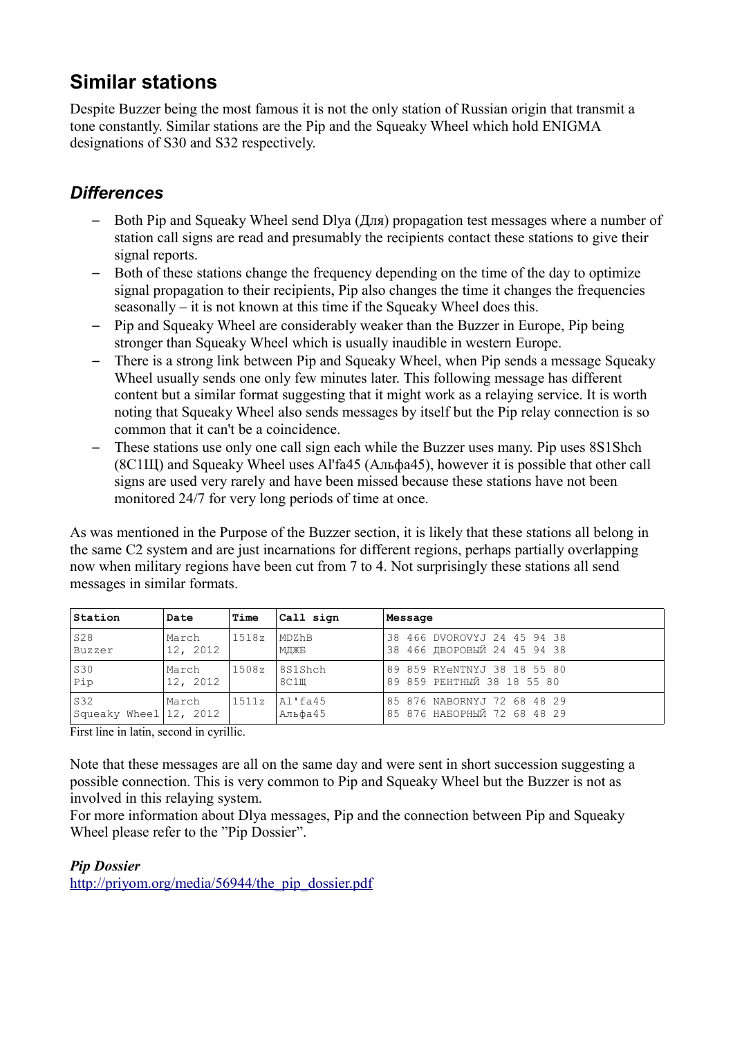## Similar stations

Despite Buzzer being the most famous it is not the only station of Russian origin that transmit a tone constantly. Similar stations are the Pip and the Squeaky Wheel which hold ENIGMA designations of S30 and S32 respectively.

### *Differences*

- Both Pip and Squeaky Wheel send Dlya (Для) propagation test messages where a number of station call signs are read and presumably the recipients contact these stations to give their signal reports.
- Both of these stations change the frequency depending on the time of the day to optimize signal propagation to their recipients, Pip also changes the time it changes the frequencies seasonally – it is not known at this time if the Squeaky Wheel does this.
- Pip and Squeaky Wheel are considerably weaker than the Buzzer in Europe, Pip being stronger than Squeaky Wheel which is usually inaudible in western Europe.
- There is a strong link between Pip and Squeaky Wheel, when Pip sends a message Squeaky Wheel usually sends one only few minutes later. This following message has different content but a similar format suggesting that it might work as a relaying service. It is worth noting that Squeaky Wheel also sends messages by itself but the Pip relay connection is so common that it can't be a coincidence.
- These stations use only one call sign each while the Buzzer uses many. Pip uses 8S1Shch (8С1Щ) and Squeaky Wheel uses Al'fa45 (Альфа45), however it is possible that other call signs are used very rarely and have been missed because these stations have not been monitored 24/7 for very long periods of time at once.

As was mentioned in the Purpose of the Buzzer section, it is likely that these stations all belong in the same C2 system and are just incarnations for different regions, perhaps partially overlapping now when military regions have been cut from 7 to 4. Not surprisingly these stations all send messages in similar formats.

| Station | Date | Time | Call sign | Message |
|---|---|---|---|---|
| S28<br>Buzzer | March<br>12, 2012 | 1518z | MDZhB<br>МДЖБ | 38 466 DVOROVYJ 24 45 94 38<br>38 466 ДВОРОВЫЙ 24 45 94 38 |
| S30<br>Pip | March<br>12, 2012 | 1508z | 8S1Shch<br>8С1Щ | 89 859 RYeNTNYJ 38 18 55 80<br>89 859 РЕНТНЫЙ 38 18 55 80 |
| S32<br>Squeaky Wheel | March<br>12, 2012 | 1511z | Al'fa45<br>Альфа45 | 85 876 NABORNYJ 72 68 48 29<br>85 876 НАБОРНЫЙ 72 68 48 29 |

First line in latin, second in cyrillic.

Note that these messages are all on the same day and were sent in short succession suggesting a possible connection. This is very common to Pip and Squeaky Wheel but the Buzzer is not as involved in this relaying system.
For more information about Dlya messages, Pip and the connection between Pip and Squeaky Wheel please refer to the "Pip Dossier".

***Pip Dossier***
http://priyom.org/media/56944/the_pip_dossier.pdf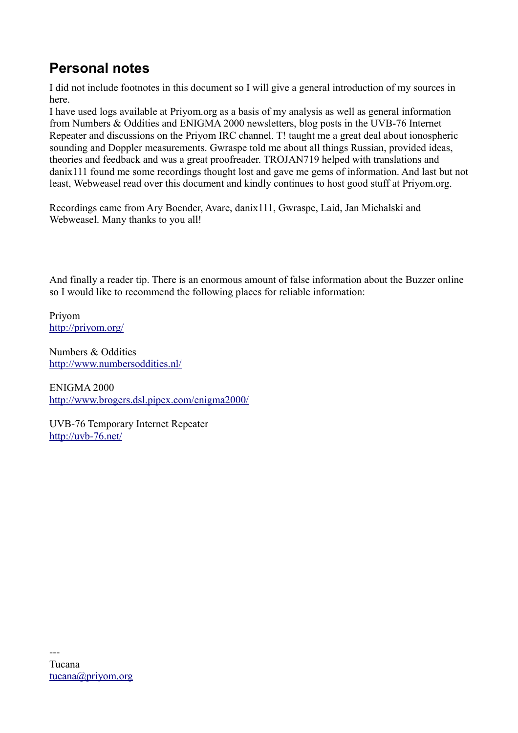## Personal notes

I did not include footnotes in this document so I will give a general introduction of my sources in here.
I have used logs available at Priyom.org as a basis of my analysis as well as general information from Numbers & Oddities and ENIGMA 2000 newsletters, blog posts in the UVB-76 Internet Repeater and discussions on the Priyom IRC channel. T! taught me a great deal about ionospheric sounding and Doppler measurements. Gwraspe told me about all things Russian, provided ideas, theories and feedback and was a great proofreader. TROJAN719 helped with translations and danix111 found me some recordings thought lost and gave me gems of information. And last but not least, Webweasel read over this document and kindly continues to host good stuff at Priyom.org.

Recordings came from Ary Boender, Avare, danix111, Gwraspe, Laid, Jan Michalski and Webweasel. Many thanks to you all!

And finally a reader tip. There is an enormous amount of false information about the Buzzer online so I would like to recommend the following places for reliable information:

Priyom
http://priyom.org/

Numbers & Oddities
http://www.numbersoddities.nl/

ENIGMA 2000
http://www.brogers.dsl.pipex.com/enigma2000/

UVB-76 Temporary Internet Repeater
http://uvb-76.net/

---
Tucana
tucana@priyom.org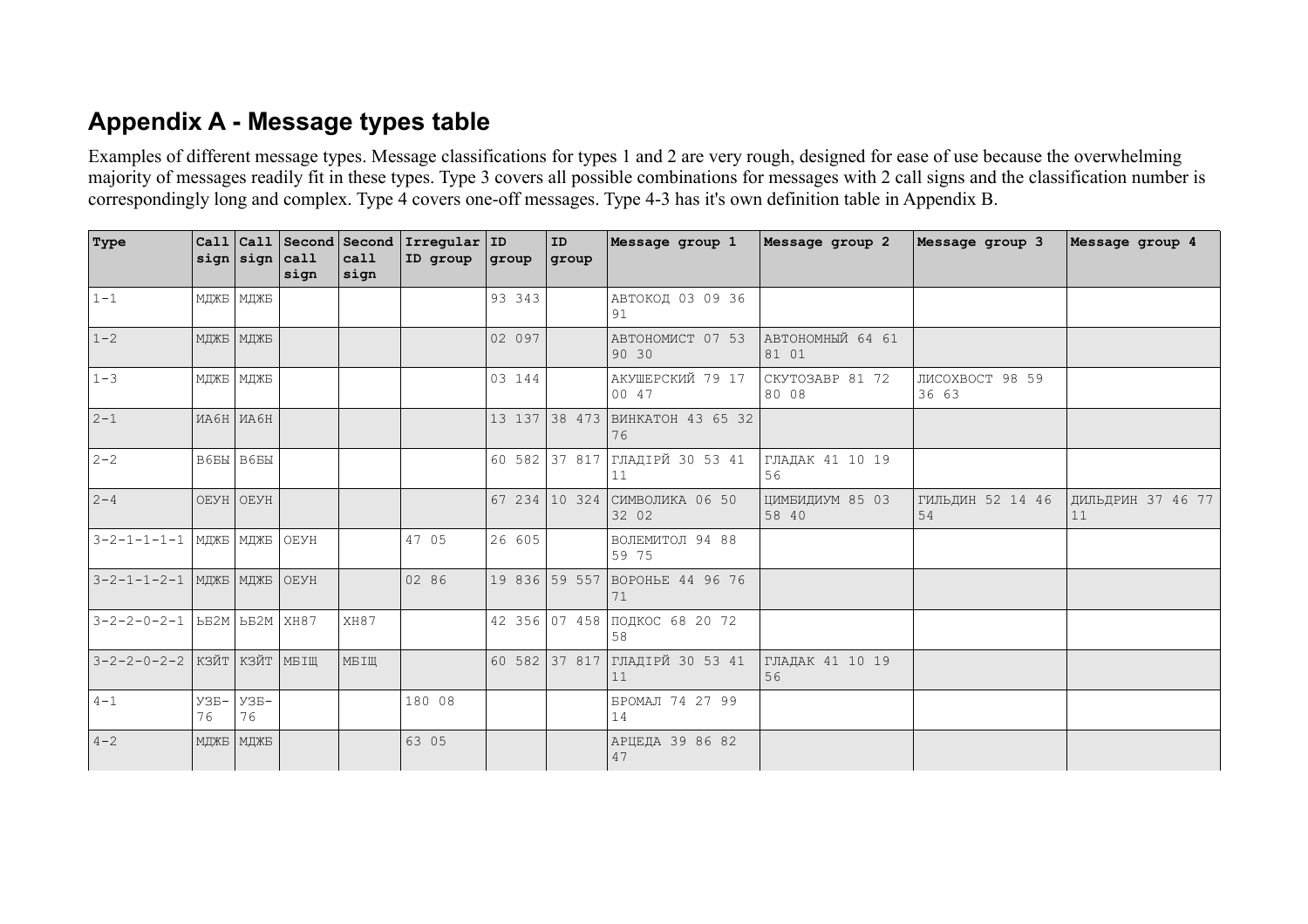## Appendix A - Message types table

Examples of different message types. Message classifications for types 1 and 2 are very rough, designed for ease of use because the overwhelming majority of messages readily fit in these types. Type 3 covers all possible combinations for messages with 2 call signs and the classification number is correspondingly long and complex. Type 4 covers one-off messages. Type 4-3 has it's own definition table in Appendix B.

| Type | Call sign | Call sign | Second call sign | Second call sign | Irregular ID group | ID group | ID group | Message group 1 | Message group 2 | Message group 3 | Message group 4 |
|---|---|---|---|---|---|---|---|---|---|---|---|
| 1-1 | МДЖБ | МДЖБ | | | | 93 343 | | АВТОКОД 03 09 36 91 | | | |
| 1-2 | МДЖБ | МДЖБ | | | | 02 097 | | АВТОНОМИСТ 07 53 90 30 | АВТОНОМНЫЙ 64 61 81 01 | | |
| 1-3 | МДЖБ | МДЖБ | | | | 03 144 | | АКУШЕРСКИЙ 79 17 00 47 | СКУТОЗАВР 81 72 80 08 | ЛИСОХВОСТ 98 59 36 63 | |
| 2-1 | ИА6Н | ИА6Н | | | | 13 137 | 38 473 | ВИНКАТОН 43 65 32 76 | | | |
| 2-2 | В6БЫ | В6БЫ | | | | 60 582 | 37 817 | ГЛАДІРЙ 30 53 41 11 | ГЛАДАК 41 10 19 56 | | |
| 2-4 | ОЕУН | ОЕУН | | | | 67 234 | 10 324 | СИМВОЛИКА 06 50 32 02 | ЦИМБИДИУМ 85 03 58 40 | ГИЛЬДИН 52 14 46 54 | ДИЛЬДРИН 37 46 77 11 |
| 3-2-1-1-1-1 | МДЖБ | МДЖБ | ОЕУН | | 47 05 | 26 605 | | ВОЛЕМИТОЛ 94 88 59 75 | | | |
| 3-2-1-1-2-1 | МДЖБ | МДЖБ | ОЕУН | | 02 86 | 19 836 | 59 557 | ВОРОНЬЕ 44 96 76 71 | | | |
| 3-2-2-0-2-1 | ЬБ2М | ЬБ2М | ХН87 | ХН87 | | 42 356 | 07 458 | ПОДКОС 68 20 72 58 | | | |
| 3-2-2-0-2-2 | КЗЙТ | КЗЙТ | МБІЩ | МБІЩ | | 60 582 | 37 817 | ГЛАДІРЙ 30 53 41 11 | ГЛАДАК 41 10 19 56 | | |
| 4-1 | УЗБ-76 | УЗБ-76 | | | 180 08 | | | БРОМАЛ 74 27 99 14 | | | |
| 4-2 | МДЖБ | МДЖБ | | | 63 05 | | | АРЦЕДА 39 86 82 47 | | | |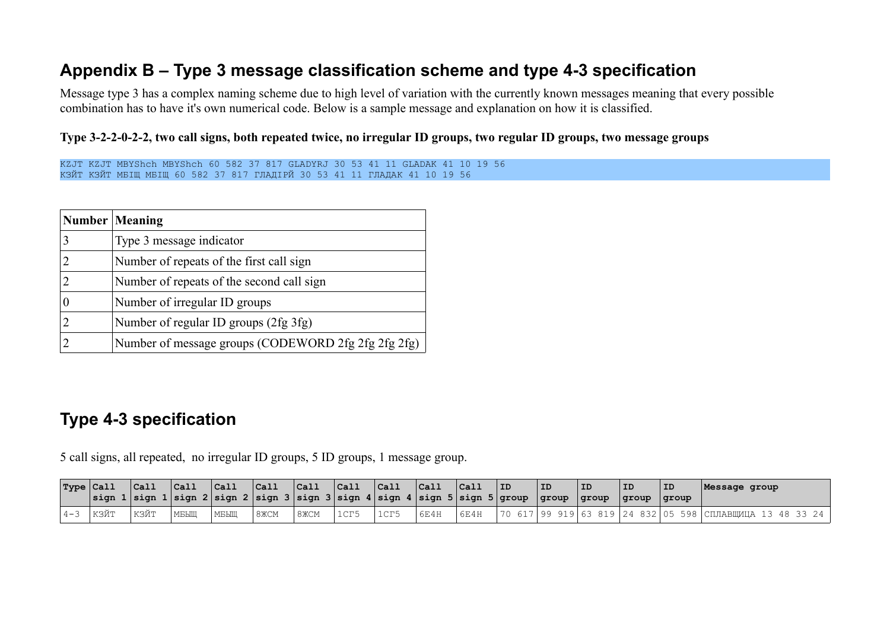## Appendix B – Type 3 message classification scheme and type 4-3 specification

Message type 3 has a complex naming scheme due to high level of variation with the currently known messages meaning that every possible combination has to have it's own numerical code. Below is a sample message and explanation on how it is classified.

**Type 3-2-2-0-2-2, two call signs, both repeated twice, no irregular ID groups, two regular ID groups, two message groups**

```
KZJT KZJT MBYShch MBYShch 60 582 37 817 GLADYRJ 30 53 41 11 GLADAK 41 10 19 56
КЗЙТ КЗЙТ МБІЩ МБІЩ 60 582 37 817 ГЛАДІРЙ 30 53 41 11 ГЛАДАК 41 10 19 56
```

| Number | Meaning |
|---|---|
| 3 | Type 3 message indicator |
| 2 | Number of repeats of the first call sign |
| 2 | Number of repeats of the second call sign |
| 0 | Number of irregular ID groups |
| 2 | Number of regular ID groups (2fg 3fg) |
| 2 | Number of message groups (CODEWORD 2fg 2fg 2fg 2fg) |

## Type 4-3 specification

5 call signs, all repeated, no irregular ID groups, 5 ID groups, 1 message group.

| Type | Call sign 1 | Call sign 1 | Call sign 2 | Call sign 2 | Call sign 3 | Call sign 3 | Call sign 4 | Call sign 4 | Call sign 5 | Call sign 5 | ID group | ID group | ID group | ID group | ID group | Message group |
|---|---|---|---|---|---|---|---|---|---|---|---|---|---|---|---|---|
| 4-3 | КЗЙТ | КЗЙТ | МБЫЩ | МБЫЩ | 8ЖСМ | 8ЖСМ | 1СГ5 | 1СГ5 | 6Е4Н | 6Е4Н | 70 617 | 99 919 | 63 819 | 24 832 | 05 598 | СПЛАВЩИЦА 13 48 33 24 |